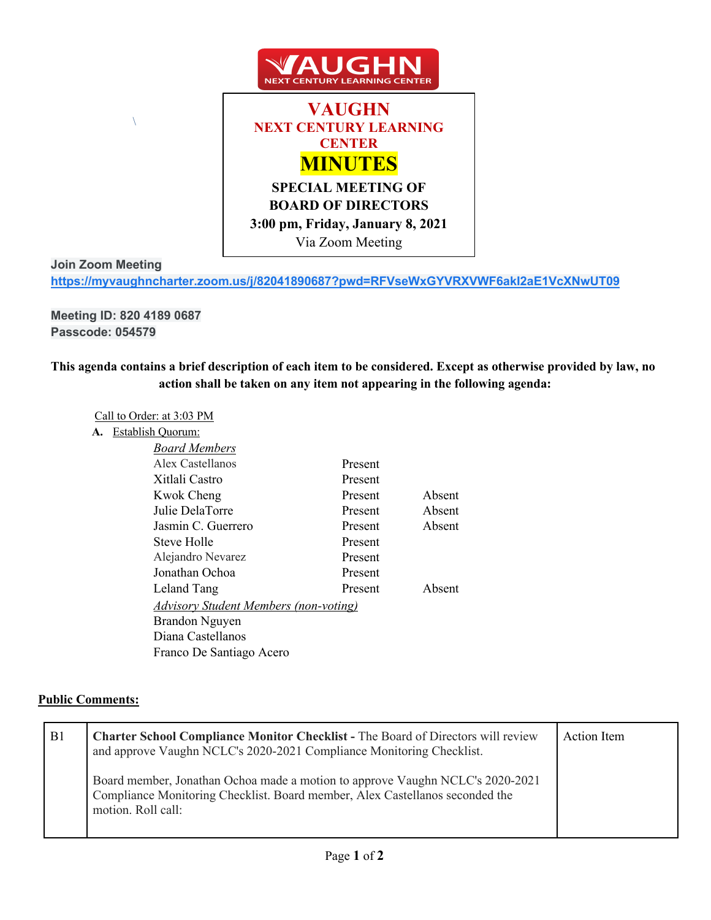VAUGHN NEXT CENTURY LEARNING CENTER

# VAUGHN
## NEXT CENTURY LEARNING CENTER
# MINUTES
### SPECIAL MEETING OF BOARD OF DIRECTORS
**3:00 pm, Friday, January 8, 2021**

Via Zoom Meeting

**Join Zoom Meeting**
**https://myvaughncharter.zoom.us/j/82041890687?pwd=RFVseWxGYVRXVWF6akI2aE1VcXNwUT09**

**Meeting ID: 820 4189 0687**
**Passcode: 054579**

**This agenda contains a brief description of each item to be considered. Except as otherwise provided by law, no action shall be taken on any item not appearing in the following agenda:**

Call to Order: at 3:03 PM

**A.** Establish Quorum:

*Board Members*

| Name | | |
|---|---|---|
| Alex Castellanos | Present | |
| Xitlali Castro | Present | |
| Kwok Cheng | Present | Absent |
| Julie DelaTorre | Present | Absent |
| Jasmin C. Guerrero | Present | Absent |
| Steve Holle | Present | |
| Alejandro Nevarez | Present | |
| Jonathan Ochoa | Present | |
| Leland Tang | Present | Absent |

*Advisory Student Members (non-voting)*

Brandon Nguyen
Diana Castellanos
Franco De Santiago Acero

**Public Comments:**

| | | |
|---|---|---|
| B1 | **Charter School Compliance Monitor Checklist -** The Board of Directors will review and approve Vaughn NCLC's 2020-2021 Compliance Monitoring Checklist.<br><br>Board member, Jonathan Ochoa made a motion to approve Vaughn NCLC's 2020-2021 Compliance Monitoring Checklist. Board member, Alex Castellanos seconded the motion. Roll call: | Action Item |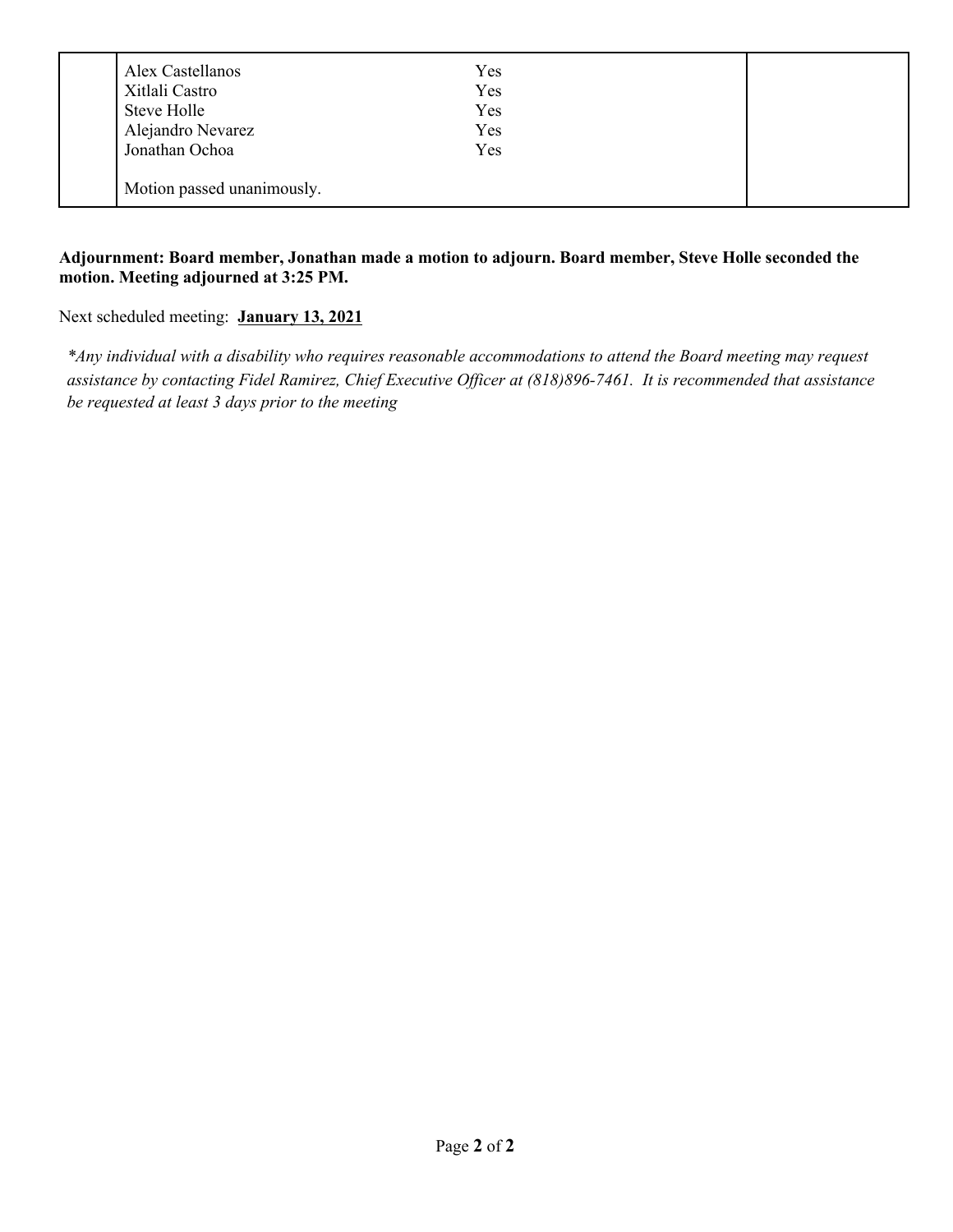| | | | |
|---|---|---|---|
| | Alex Castellanos<br>Xitlali Castro<br>Steve Holle<br>Alejandro Nevarez<br>Jonathan Ochoa<br><br>Motion passed unanimously. | Yes<br>Yes<br>Yes<br>Yes<br>Yes | |

**Adjournment: Board member, Jonathan made a motion to adjourn. Board member, Steve Holle seconded the motion. Meeting adjourned at 3:25 PM.**

Next scheduled meeting: **January 13, 2021**

*\*Any individual with a disability who requires reasonable accommodations to attend the Board meeting may request assistance by contacting Fidel Ramirez, Chief Executive Officer at (818)896-7461. It is recommended that assistance be requested at least 3 days prior to the meeting*